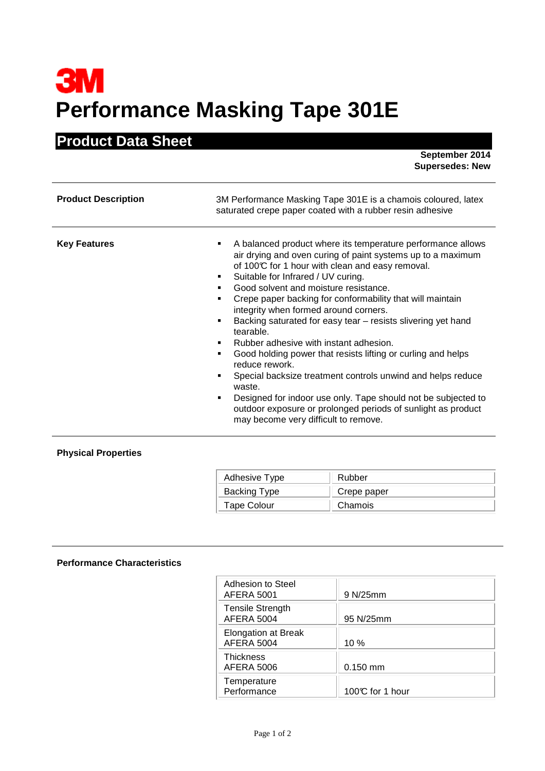# 3M

# Performance Masking Tape 301E

## Product Data Sheet

**September 2014**
**Supersedes: New**

---

**Product Description**

3M Performance Masking Tape 301E is a chamois coloured, latex saturated crepe paper coated with a rubber resin adhesive

---

**Key Features**

- A balanced product where its temperature performance allows air drying and oven curing of paint systems up to a maximum of 100℃ for 1 hour with clean and easy removal.
- Suitable for Infrared / UV curing.
- Good solvent and moisture resistance.
- Crepe paper backing for conformability that will maintain integrity when formed around corners.
- Backing saturated for easy tear – resists slivering yet hand tearable.
- Rubber adhesive with instant adhesion.
- Good holding power that resists lifting or curling and helps reduce rework.
- Special backsize treatment controls unwind and helps reduce waste.
- Designed for indoor use only. Tape should not be subjected to outdoor exposure or prolonged periods of sunlight as product may become very difficult to remove.

---

**Physical Properties**

| Property | Value |
|---|---|
| Adhesive Type | Rubber |
| Backing Type | Crepe paper |
| Tape Colour | Chamois |

---

**Performance Characteristics**

| Characteristic | Value |
|---|---|
| Adhesion to Steel AFERA 5001 | 9 N/25mm |
| Tensile Strength AFERA 5004 | 95 N/25mm |
| Elongation at Break AFERA 5004 | 10 % |
| Thickness AFERA 5006 | 0.150 mm |
| Temperature Performance | 100℃ for 1 hour |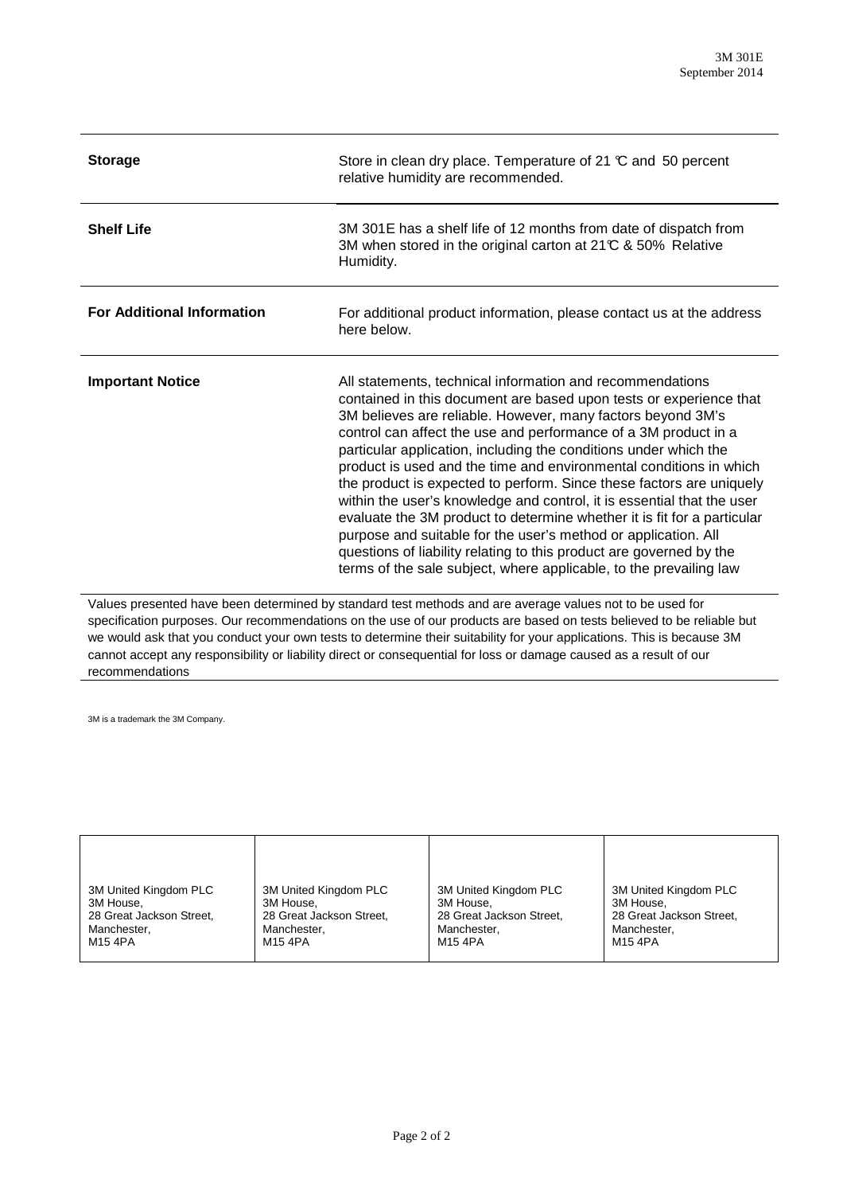| | |
|---|---|
| **Storage** | Store in clean dry place. Temperature of 21 ℃ and 50 percent relative humidity are recommended. |
| **Shelf Life** | 3M 301E has a shelf life of 12 months from date of dispatch from 3M when stored in the original carton at 21℃ & 50% Relative Humidity. |
| **For Additional Information** | For additional product information, please contact us at the address here below. |
| **Important Notice** | All statements, technical information and recommendations contained in this document are based upon tests or experience that 3M believes are reliable. However, many factors beyond 3M's control can affect the use and performance of a 3M product in a particular application, including the conditions under which the product is used and the time and environmental conditions in which the product is expected to perform. Since these factors are uniquely within the user's knowledge and control, it is essential that the user evaluate the 3M product to determine whether it is fit for a particular purpose and suitable for the user's method or application. All questions of liability relating to this product are governed by the terms of the sale subject, where applicable, to the prevailing law |

Values presented have been determined by standard test methods and are average values not to be used for specification purposes. Our recommendations on the use of our products are based on tests believed to be reliable but we would ask that you conduct your own tests to determine their suitability for your applications. This is because 3M cannot accept any responsibility or liability direct or consequential for loss or damage caused as a result of our recommendations

3M is a trademark the 3M Company.

| | | | |
|---|---|---|---|
| 3M United Kingdom PLC<br>3M House,<br>28 Great Jackson Street,<br>Manchester,<br>M15 4PA | 3M United Kingdom PLC<br>3M House,<br>28 Great Jackson Street,<br>Manchester,<br>M15 4PA | 3M United Kingdom PLC<br>3M House,<br>28 Great Jackson Street,<br>Manchester,<br>M15 4PA | 3M United Kingdom PLC<br>3M House,<br>28 Great Jackson Street,<br>Manchester,<br>M15 4PA |